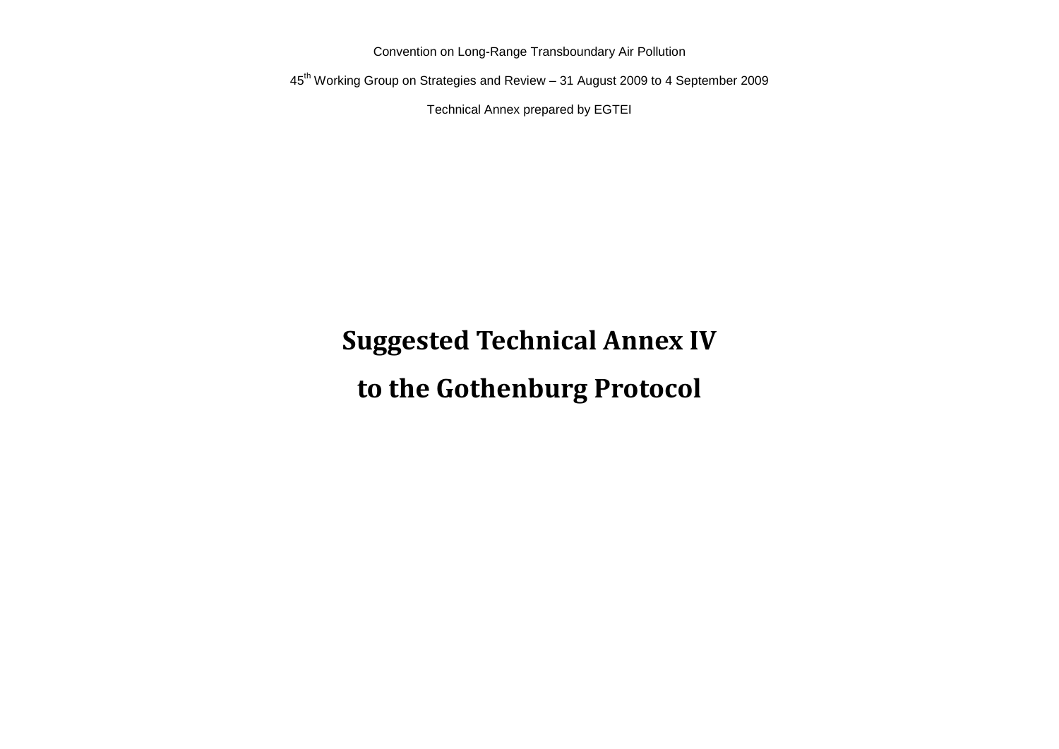Convention on Long-Range Transboundary Air Pollution

45th Working Group on Strategies and Review – 31 August 2009 to 4 September 2009

Technical Annex prepared by EGTEI

# Suggested Technical Annex IV

# to the Gothenburg Protocol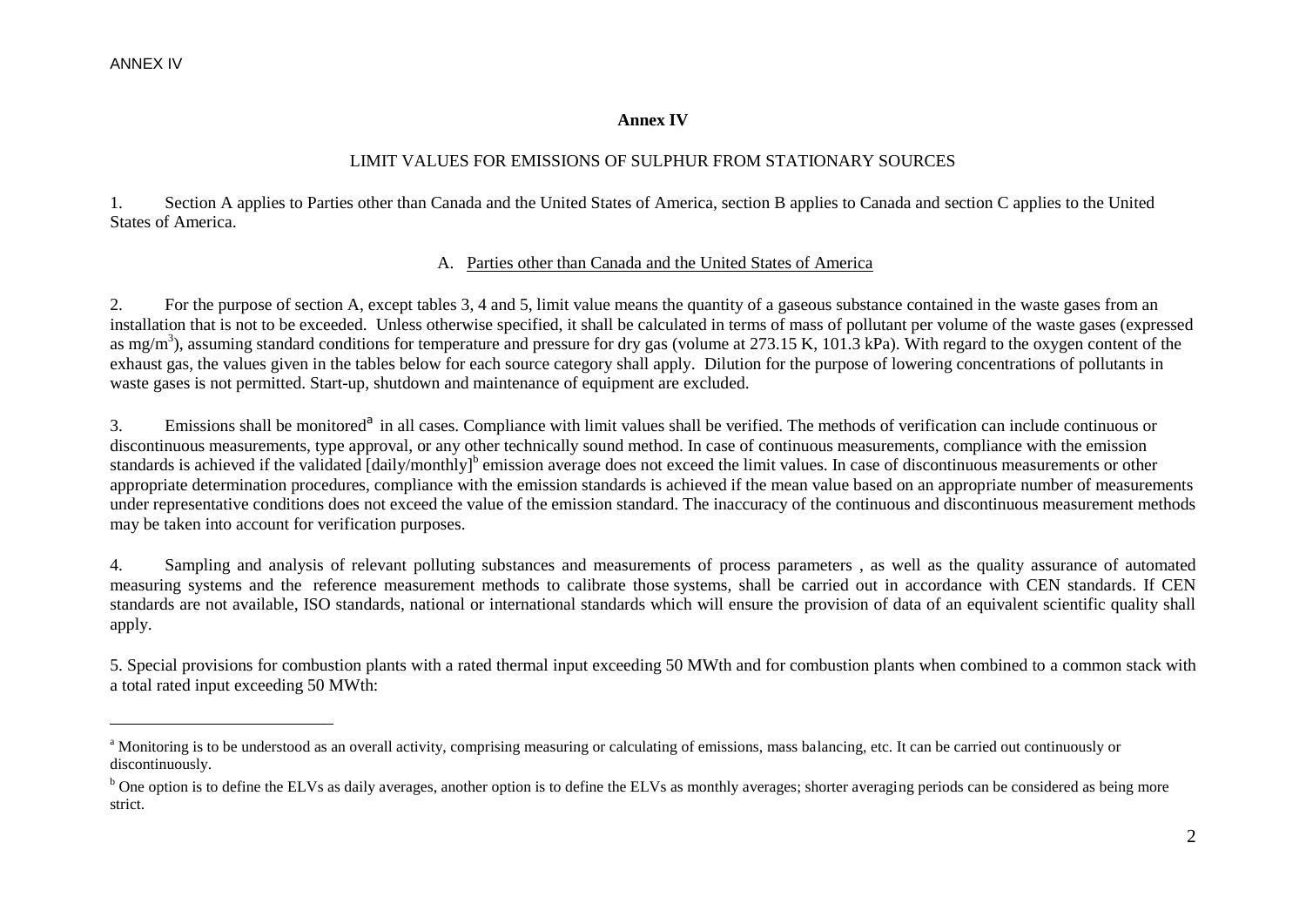# Annex IV

## LIMIT VALUES FOR EMISSIONS OF SULPHUR FROM STATIONARY SOURCES

1. Section A applies to Parties other than Canada and the United States of America, section B applies to Canada and section C applies to the United States of America.

### A. Parties other than Canada and the United States of America

2. For the purpose of section A, except tables 3, 4 and 5, limit value means the quantity of a gaseous substance contained in the waste gases from an installation that is not to be exceeded. Unless otherwise specified, it shall be calculated in terms of mass of pollutant per volume of the waste gases (expressed as $mg/m^3$), assuming standard conditions for temperature and pressure for dry gas (volume at 273.15 K, 101.3 kPa). With regard to the oxygen content of the exhaust gas, the values given in the tables below for each source category shall apply. Dilution for the purpose of lowering concentrations of pollutants in waste gases is not permitted. Start-up, shutdown and maintenance of equipment are excluded.

3. Emissions shall be monitored[a] in all cases. Compliance with limit values shall be verified. The methods of verification can include continuous or discontinuous measurements, type approval, or any other technically sound method. In case of continuous measurements, compliance with the emission standards is achieved if the validated [daily/monthly][b] emission average does not exceed the limit values. In case of discontinuous measurements or other appropriate determination procedures, compliance with the emission standards is achieved if the mean value based on an appropriate number of measurements under representative conditions does not exceed the value of the emission standard. The inaccuracy of the continuous and discontinuous measurement methods may be taken into account for verification purposes.

4. Sampling and analysis of relevant polluting substances and measurements of process parameters , as well as the quality assurance of automated measuring systems and the reference measurement methods to calibrate those systems, shall be carried out in accordance with CEN standards. If CEN standards are not available, ISO standards, national or international standards which will ensure the provision of data of an equivalent scientific quality shall apply.

5. Special provisions for combustion plants with a rated thermal input exceeding 50 MWth and for combustion plants when combined to a common stack with a total rated input exceeding 50 MWth:

---

[a] Monitoring is to be understood as an overall activity, comprising measuring or calculating of emissions, mass balancing, etc. It can be carried out continuously or discontinuously.

[b] One option is to define the ELVs as daily averages, another option is to define the ELVs as monthly averages; shorter averaging periods can be considered as being more strict.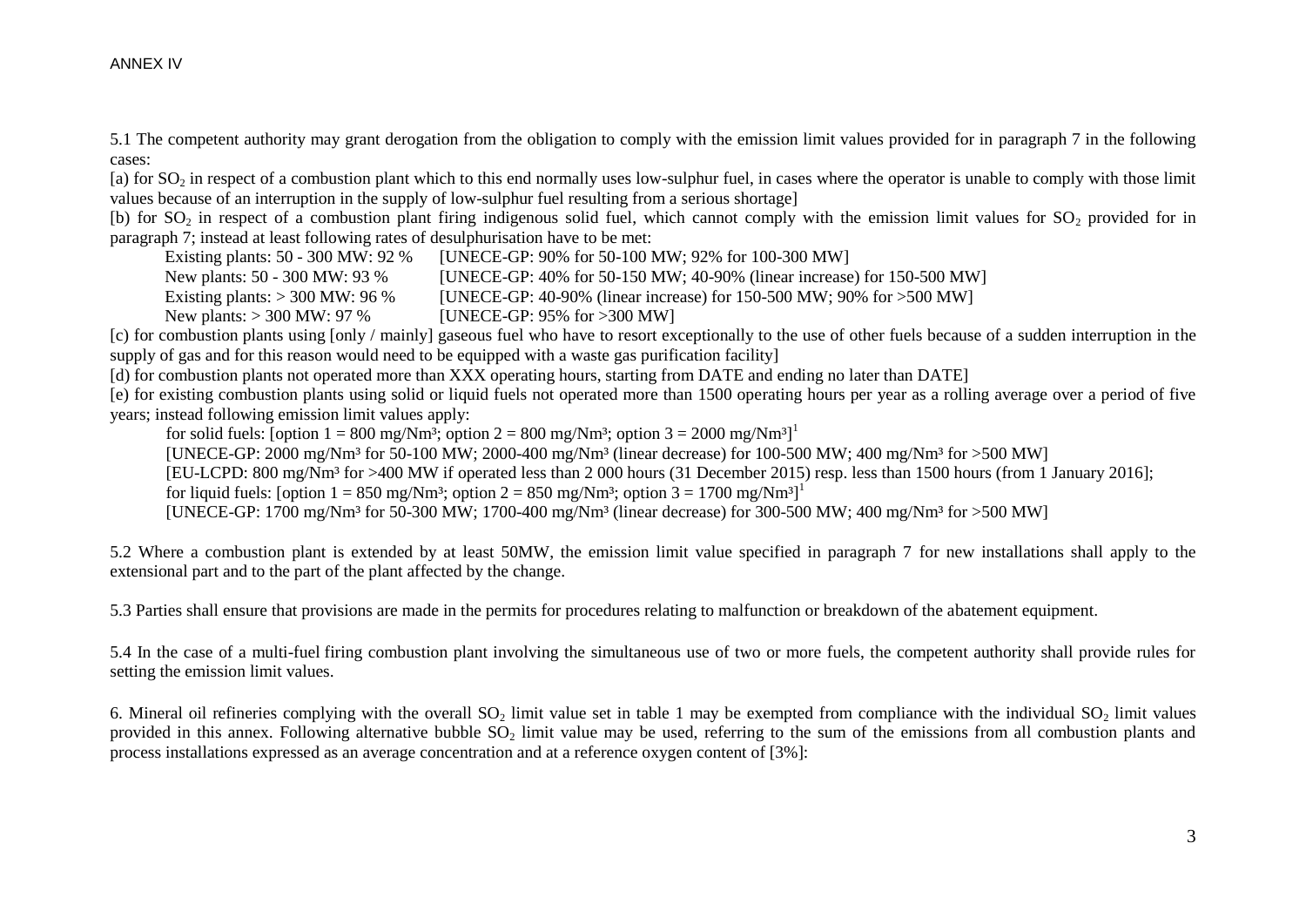5.1 The competent authority may grant derogation from the obligation to comply with the emission limit values provided for in paragraph 7 in the following cases:

[a) for $SO_2$ in respect of a combustion plant which to this end normally uses low-sulphur fuel, in cases where the operator is unable to comply with those limit values because of an interruption in the supply of low-sulphur fuel resulting from a serious shortage]

[b) for $SO_2$ in respect of a combustion plant firing indigenous solid fuel, which cannot comply with the emission limit values for $SO_2$ provided for in paragraph 7; instead at least following rates of desulphurisation have to be met:

Existing plants: 50 - 300 MW: 92 % [UNECE-GP: 90% for 50-100 MW; 92% for 100-300 MW]
New plants: 50 - 300 MW: 93 % [UNECE-GP: 40% for 50-150 MW; 40-90% (linear increase) for 150-500 MW]
Existing plants: > 300 MW: 96 % [UNECE-GP: 40-90% (linear increase) for 150-500 MW; 90% for >500 MW]
New plants: > 300 MW: 97 % [UNECE-GP: 95% for >300 MW]

[c) for combustion plants using [only / mainly] gaseous fuel who have to resort exceptionally to the use of other fuels because of a sudden interruption in the supply of gas and for this reason would need to be equipped with a waste gas purification facility]

[d) for combustion plants not operated more than XXX operating hours, starting from DATE and ending no later than DATE]

[e) for existing combustion plants using solid or liquid fuels not operated more than 1500 operating hours per year as a rolling average over a period of five years; instead following emission limit values apply:

for solid fuels: [option 1 = 800 mg/Nm³; option 2 = 800 mg/Nm³; option 3 = 2000 mg/Nm³][1]
[UNECE-GP: 2000 mg/Nm³ for 50-100 MW; 2000-400 mg/Nm³ (linear decrease) for 100-500 MW; 400 mg/Nm³ for >500 MW]
[EU-LCPD: 800 mg/Nm³ for >400 MW if operated less than 2 000 hours (31 December 2015) resp. less than 1500 hours (from 1 January 2016];
for liquid fuels: [option 1 = 850 mg/Nm³; option 2 = 850 mg/Nm³; option 3 = 1700 mg/Nm³][1]
[UNECE-GP: 1700 mg/Nm³ for 50-300 MW; 1700-400 mg/Nm³ (linear decrease) for 300-500 MW; 400 mg/Nm³ for >500 MW]

5.2 Where a combustion plant is extended by at least 50MW, the emission limit value specified in paragraph 7 for new installations shall apply to the extensional part and to the part of the plant affected by the change.

5.3 Parties shall ensure that provisions are made in the permits for procedures relating to malfunction or breakdown of the abatement equipment.

5.4 In the case of a multi-fuel firing combustion plant involving the simultaneous use of two or more fuels, the competent authority shall provide rules for setting the emission limit values.

6. Mineral oil refineries complying with the overall $SO_2$ limit value set in table 1 may be exempted from compliance with the individual $SO_2$ limit values provided in this annex. Following alternative bubble $SO_2$ limit value may be used, referring to the sum of the emissions from all combustion plants and process installations expressed as an average concentration and at a reference oxygen content of [3%]: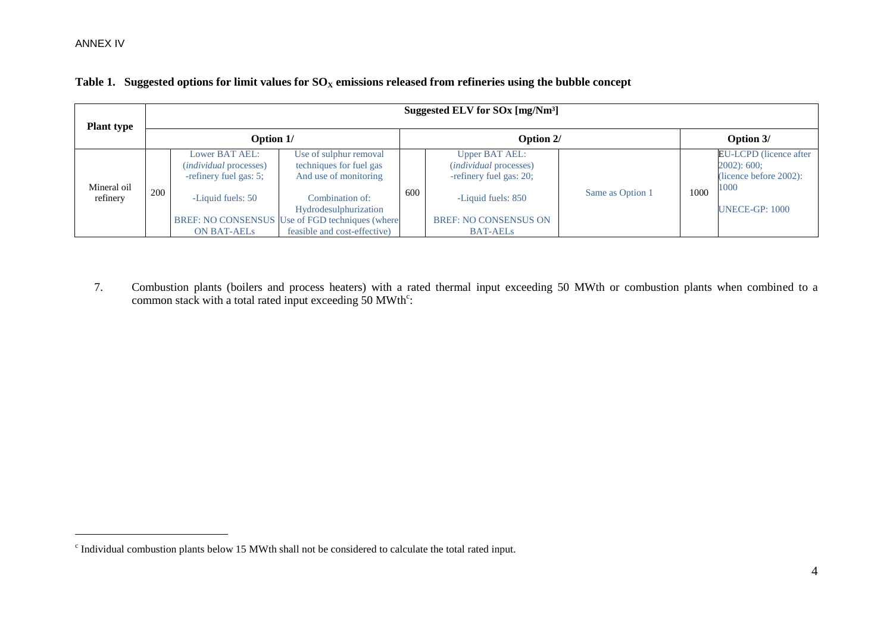ANNEX IV

**Table 1. Suggested options for limit values for $SO_X$ emissions released from refineries using the bubble concept**

| Plant type | Suggested ELV for SOx [mg/Nm³] | | | | | | | |
|---|---|---|---|---|---|---|---|---|
| | Option 1/ | | | Option 2/ | | | Option 3/ | |
| Mineral oil refinery | 200 | Lower BAT AEL: (*individual* processes) -refinery fuel gas: 5; -Liquid fuels: 50 BREF: NO CONSENSUS ON BAT-AELs | Use of sulphur removal techniques for fuel gas And use of monitoring Combination of: Hydrodesulphurization Use of FGD techniques (where feasible and cost-effective) | 600 | Upper BAT AEL: (*individual* processes) -refinery fuel gas: 20; -Liquid fuels: 850 BREF: NO CONSENSUS ON BAT-AELs | Same as Option 1 | 1000 | EU-LCPD (licence after 2002): 600; (licence before 2002): 1000 UNECE-GP: 1000 |

7. Combustion plants (boilers and process heaters) with a rated thermal input exceeding 50 MWth or combustion plants when combined to a common stack with a total rated input exceeding 50 MWth[c]:

[c] Individual combustion plants below 15 MWth shall not be considered to calculate the total rated input.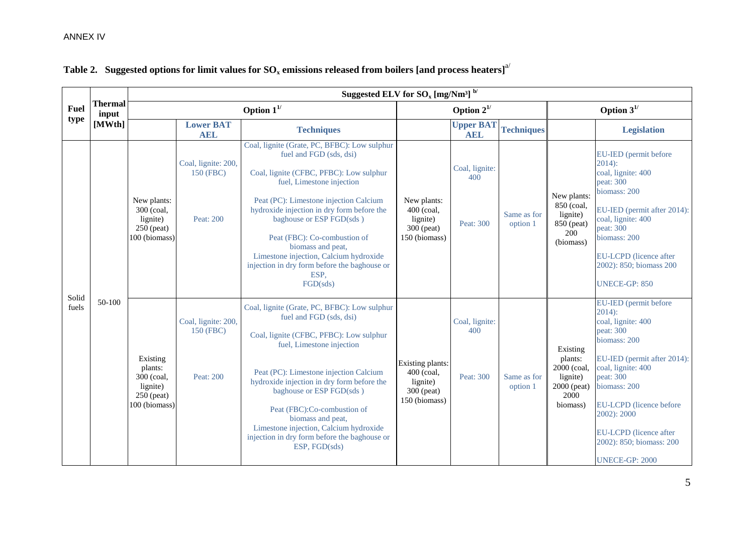ANNEX IV

**Table 2. Suggested options for limit values for $SO_x$ emissions released from boilers [and process heaters]**[a/]

| Fuel type | Thermal input [MWth] | Suggested ELV for $SO_x$ [mg/Nm³] [b/] | | | | | | | |
|---|---|---|---|---|---|---|---|---|---|
| | | Option 1[1/] | | | Option 2[1/] | | | Option 3[1/] | |
| | | | **Lower BAT AEL** | **Techniques** | | **Upper BAT AEL** | **Techniques** | | **Legislation** |
| Solid fuels | 50-100 | New plants: 300 (coal, lignite) 250 (peat) 100 (biomass) | Coal, lignite: 200, 150 (FBC) Peat: 200 | Coal, lignite (Grate, PC, BFBC): Low sulphur fuel and FGD (sds, dsi) Coal, lignite (CFBC, PFBC): Low sulphur fuel, Limestone injection Peat (PC): Limestone injection Calcium hydroxide injection in dry form before the baghouse or ESP FGD(sds ) Peat (FBC): Co-combustion of biomass and peat, Limestone injection, Calcium hydroxide injection in dry form before the baghouse or ESP, FGD(sds) | New plants: 400 (coal, lignite) 300 (peat) 150 (biomass) | Coal, lignite: 400 Peat: 300 | Same as for option 1 | New plants: 850 (coal, lignite) 850 (peat) 200 (biomass) | EU-IED (permit before 2014): coal, lignite: 400 peat: 300 biomass: 200 EU-IED (permit after 2014): coal, lignite: 400 peat: 300 biomass: 200 EU-LCPD (licence after 2002): 850; biomass 200 UNECE-GP: 850 |
| | | Existing plants: 300 (coal, lignite) 250 (peat) 100 (biomass) | Coal, lignite: 200, 150 (FBC) Peat: 200 | Coal, lignite (Grate, PC, BFBC): Low sulphur fuel and FGD (sds, dsi) Coal, lignite (CFBC, PFBC): Low sulphur fuel, Limestone injection Peat (PC): Limestone injection Calcium hydroxide injection in dry form before the baghouse or ESP FGD(sds ) Peat (FBC):Co-combustion of biomass and peat, Limestone injection, Calcium hydroxide injection in dry form before the baghouse or ESP, FGD(sds) | Existing plants: 400 (coal, lignite) 300 (peat) 150 (biomass) | Coal, lignite: 400 Peat: 300 | Same as for option 1 | Existing plants: 2000 (coal, lignite) 2000 (peat) 2000 biomass) | EU-IED (permit before 2014): coal, lignite: 400 peat: 300 biomass: 200 EU-IED (permit after 2014): coal, lignite: 400 peat: 300 biomass: 200 EU-LCPD (licence before 2002): 2000 EU-LCPD (licence after 2002): 850; biomass: 200 UNECE-GP: 2000 |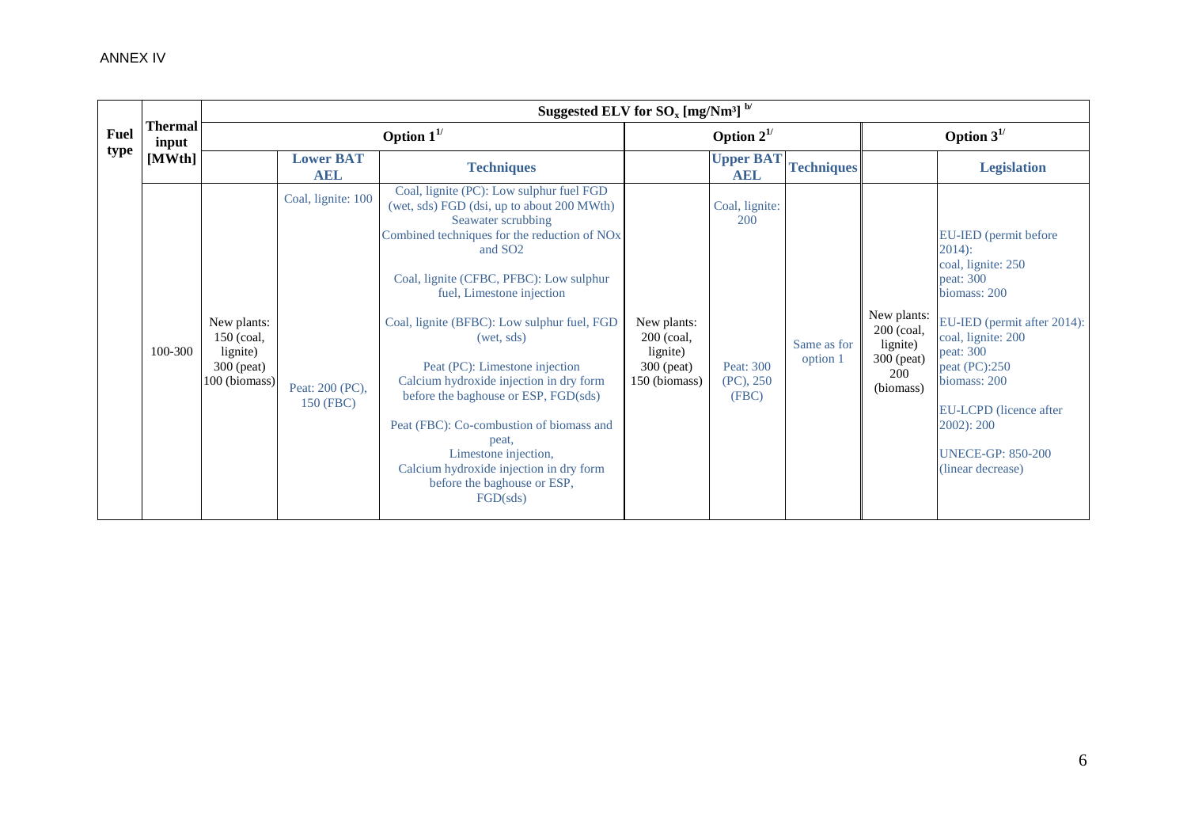ANNEX IV

| Fuel type | Thermal input [MWth] | Suggested ELV for $SO_x$ [mg/Nm³] [b/] | | | | | | | |
|---|---|---|---|---|---|---|---|---|---|
| | | Option 1[1/] | | | Option 2[1/] | | | Option 3[1/] | |
| | | | **Lower BAT AEL** | **Techniques** | | **Upper BAT AEL** | **Techniques** | | **Legislation** |
| | 100-300 | New plants: 150 (coal, lignite) 300 (peat) 100 (biomass) | Coal, lignite: 100<br><br>Peat: 200 (PC), 150 (FBC) | Coal, lignite (PC): Low sulphur fuel FGD (wet, sds) FGD (dsi, up to about 200 MWth) Seawater scrubbing Combined techniques for the reduction of NOx and SO2<br><br>Coal, lignite (CFBC, PFBC): Low sulphur fuel, Limestone injection<br><br>Coal, lignite (BFBC): Low sulphur fuel, FGD (wet, sds)<br><br>Peat (PC): Limestone injection Calcium hydroxide injection in dry form before the baghouse or ESP, FGD(sds)<br><br>Peat (FBC): Co-combustion of biomass and peat, Limestone injection, Calcium hydroxide injection in dry form before the baghouse or ESP, FGD(sds) | New plants: 200 (coal, lignite) 300 (peat) 150 (biomass) | Coal, lignite: 200<br><br>Peat: 300 (PC), 250 (FBC) | Same as for option 1 | New plants: 200 (coal, lignite) 300 (peat) 200 (biomass) | EU-IED (permit before 2014): coal, lignite: 250 peat: 300 biomass: 200<br><br>EU-IED (permit after 2014): coal, lignite: 200 peat: 300 peat (PC):250 biomass: 200<br><br>EU-LCPD (licence after 2002): 200<br><br>UNECE-GP: 850-200 (linear decrease) |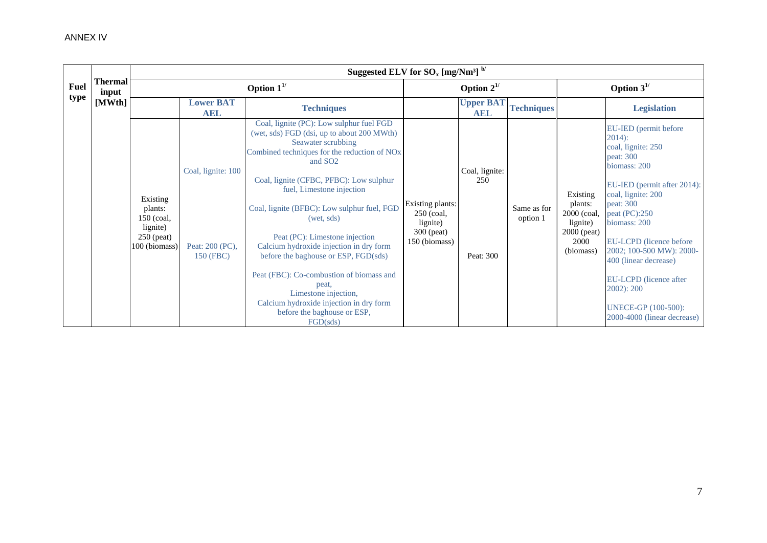ANNEX IV

| Fuel type | Thermal input [MWth] | Suggested ELV for $SO_x$ [mg/Nm³] [b/] | | | | | | | |
|---|---|---|---|---|---|---|---|---|---|
| | | Option 1[1/] | | | Option 2[1/] | | | Option 3[1/] | |
| | | | Lower BAT AEL | Techniques | | Upper BAT AEL | Techniques | | Legislation |
| | | Existing plants: 150 (coal, lignite) 250 (peat) 100 (biomass) | Coal, lignite: 100<br><br>Peat: 200 (PC), 150 (FBC) | Coal, lignite (PC): Low sulphur fuel FGD (wet, sds) FGD (dsi, up to about 200 MWth) Seawater scrubbing Combined techniques for the reduction of NOx and SO2<br><br>Coal, lignite (CFBC, PFBC): Low sulphur fuel, Limestone injection<br><br>Coal, lignite (BFBC): Low sulphur fuel, FGD (wet, sds)<br><br>Peat (PC): Limestone injection Calcium hydroxide injection in dry form before the baghouse or ESP, FGD(sds)<br><br>Peat (FBC): Co-combustion of biomass and peat, Limestone injection, Calcium hydroxide injection in dry form before the baghouse or ESP, FGD(sds) | Existing plants: 250 (coal, lignite) 300 (peat) 150 (biomass) | Coal, lignite: 250<br><br>Peat: 300 | Same as for option 1 | Existing plants: 2000 (coal, lignite) 2000 (peat) 2000 (biomass) | EU-IED (permit before 2014): coal, lignite: 250 peat: 300 biomass: 200<br><br>EU-IED (permit after 2014): coal, lignite: 200 peat: 300 peat (PC):250 biomass: 200<br><br>EU-LCPD (licence before 2002; 100-500 MW): 2000-400 (linear decrease)<br><br>EU-LCPD (licence after 2002): 200<br><br>UNECE-GP (100-500): 2000-4000 (linear decrease) |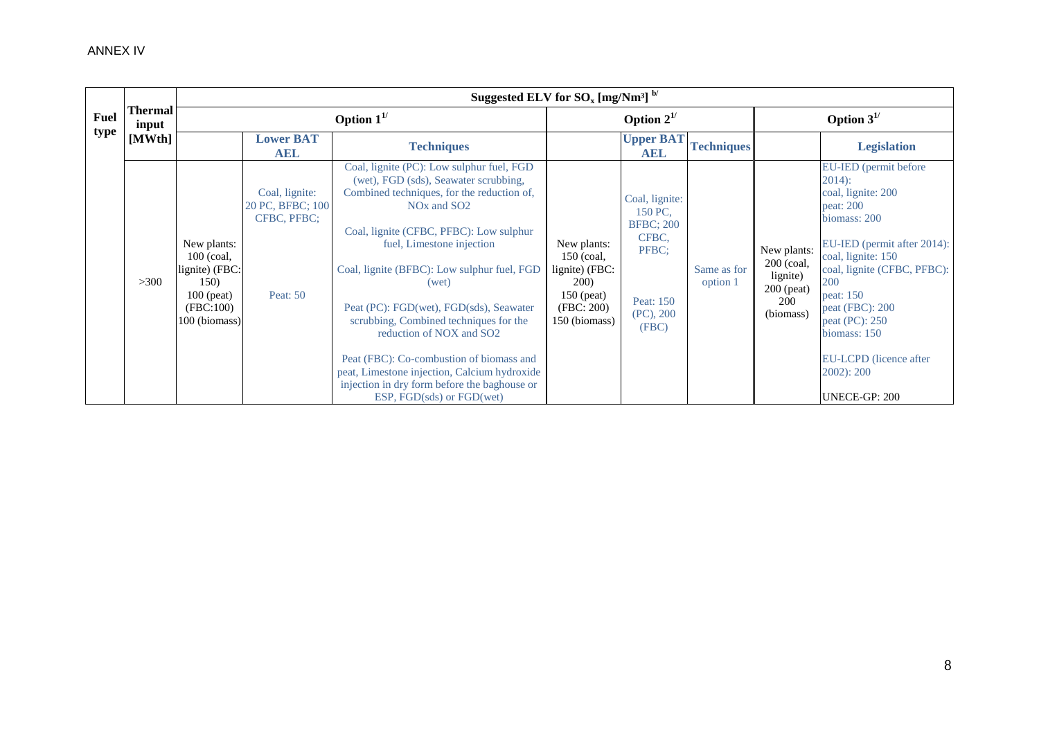ANNEX IV

| Fuel type | Thermal input [MWth] | Suggested ELV for $SO_x$ [mg/Nm³] [b/] | | | | | | | |
|---|---|---|---|---|---|---|---|---|---|
| | | Option 1[1/] | | | Option 2[1/] | | | Option 3[1/] | |
| | | | **Lower BAT AEL** | **Techniques** | | **Upper BAT AEL** | **Techniques** | | **Legislation** |
| | >300 | New plants: 100 (coal, lignite) (FBC: 150) 100 (peat) (FBC:100) 100 (biomass) | Coal, lignite: 20 PC, BFBC; 100 CFBC, PFBC; Peat: 50 | Coal, lignite (PC): Low sulphur fuel, FGD (wet), FGD (sds), Seawater scrubbing, Combined techniques, for the reduction of, NOx and SO2<br><br>Coal, lignite (CFBC, PFBC): Low sulphur fuel, Limestone injection<br><br>Coal, lignite (BFBC): Low sulphur fuel, FGD (wet)<br><br>Peat (PC): FGD(wet), FGD(sds), Seawater scrubbing, Combined techniques for the reduction of NOX and SO2<br><br>Peat (FBC): Co-combustion of biomass and peat, Limestone injection, Calcium hydroxide injection in dry form before the baghouse or ESP, FGD(sds) or FGD(wet) | New plants: 150 (coal, lignite) (FBC: 200) 150 (peat) (FBC: 200) 150 (biomass) | Coal, lignite: 150 PC, BFBC; 200 CFBC, PFBC; Peat: 150 (PC), 200 (FBC) | Same as for option 1 | New plants: 200 (coal, lignite) 200 (peat) 200 (biomass) | EU-IED (permit before 2014): coal, lignite: 200 peat: 200 biomass: 200<br><br>EU-IED (permit after 2014): coal, lignite: 150 coal, lignite (CFBC, PFBC): 200 peat: 150 peat (FBC): 200 peat (PC): 250 biomass: 150<br><br>EU-LCPD (licence after 2002): 200<br><br>UNECE-GP: 200 |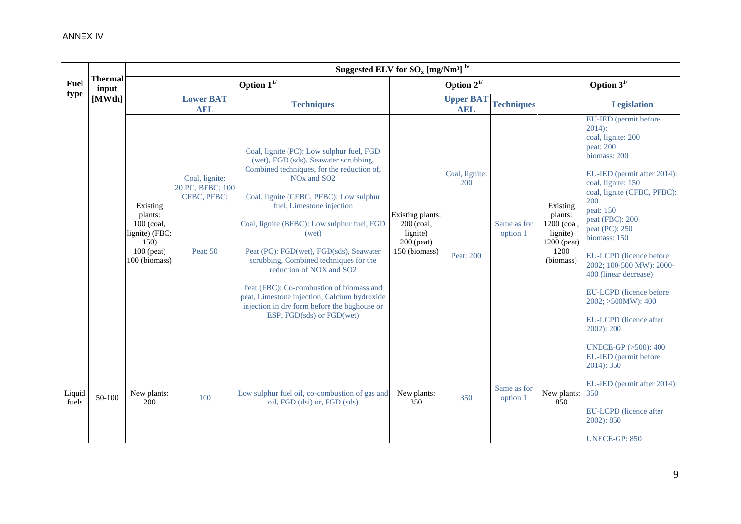ANNEX IV

| Fuel type | Thermal input [MWth] | Suggested ELV for $SO_x$ [mg/Nm³] [b/] | | | | | | | |
|---|---|---|---|---|---|---|---|---|---|
| | | Option 1[1/] | | | Option 2[1/] | | | Option 3[1/] | |
| | | | Lower BAT AEL | Techniques | | Upper BAT AEL | Techniques | | Legislation |
| | | Existing plants: 100 (coal, lignite) (FBC: 150) 100 (peat) 100 (biomass) | Coal, lignite: 20 PC, BFBC; 100 CFBC, PFBC; Peat: 50 | Coal, lignite (PC): Low sulphur fuel, FGD (wet), FGD (sds), Seawater scrubbing, Combined techniques, for the reduction of, NOx and SO2<br><br>Coal, lignite (CFBC, PFBC): Low sulphur fuel, Limestone injection<br><br>Coal, lignite (BFBC): Low sulphur fuel, FGD (wet)<br><br>Peat (PC): FGD(wet), FGD(sds), Seawater scrubbing, Combined techniques for the reduction of NOX and SO2<br><br>Peat (FBC): Co-combustion of biomass and peat, Limestone injection, Calcium hydroxide injection in dry form before the baghouse or ESP, FGD(sds) or FGD(wet) | Existing plants: 200 (coal, lignite) 200 (peat) 150 (biomass) | Coal, lignite: 200 Peat: 200 | Same as for option 1 | Existing plants: 1200 (coal, lignite) 1200 (peat) 1200 (biomass) | EU-IED (permit before 2014): coal, lignite: 200 peat: 200 biomass: 200<br><br>EU-IED (permit after 2014): coal, lignite: 150 coal, lignite (CFBC, PFBC): 200 peat: 150 peat (FBC): 200 peat (PC): 250 biomass: 150<br><br>EU-LCPD (licence before 2002; 100-500 MW): 2000-400 (linear decrease)<br><br>EU-LCPD (licence before 2002; >500MW): 400<br><br>EU-LCPD (licence after 2002): 200<br><br>UNECE-GP (>500): 400 |
| Liquid fuels | 50-100 | New plants: 200 | 100 | Low sulphur fuel oil, co-combustion of gas and oil, FGD (dsi) or, FGD (sds) | New plants: 350 | 350 | Same as for option 1 | New plants: 850 | EU-IED (permit before 2014): 350<br><br>EU-IED (permit after 2014): 350<br><br>EU-LCPD (licence after 2002): 850<br><br>UNECE-GP: 850 |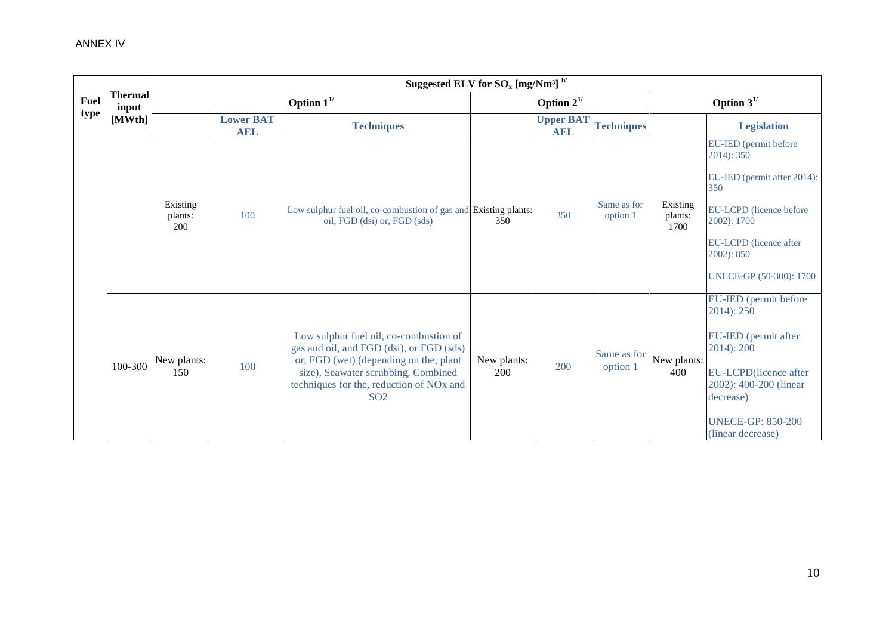ANNEX IV

| Fuel type | Thermal input [MWth] | Suggested ELV for $SO_x$ [mg/Nm³] [b/] | | | | | | | |
|---|---|---|---|---|---|---|---|---|---|
| | | Option 1[1/] | | | Option 2[1/] | | | Option 3[1/] | |
| | | | **Lower BAT AEL** | **Techniques** | | **Upper BAT AEL** | **Techniques** | | **Legislation** |
| | | Existing plants: 200 | 100 | Low sulphur fuel oil, co-combustion of gas and oil, FGD (dsi) or, FGD (sds) | Existing plants: 350 | 350 | Same as for option 1 | Existing plants: 1700 | EU-IED (permit before 2014): 350<br>EU-IED (permit after 2014): 350<br>EU-LCPD (licence before 2002): 1700<br>EU-LCPD (licence after 2002): 850<br>UNECE-GP (50-300): 1700 |
| | 100-300 | New plants: 150 | 100 | Low sulphur fuel oil, co-combustion of gas and oil, and FGD (dsi), or FGD (sds) or, FGD (wet) (depending on the, plant size), Seawater scrubbing, Combined techniques for the, reduction of NOx and SO2 | New plants: 200 | 200 | Same as for option 1 | New plants: 400 | EU-IED (permit before 2014): 250<br>EU-IED (permit after 2014): 200<br>EU-LCPD(licence after 2002): 400-200 (linear decrease)<br>UNECE-GP: 850-200 (linear decrease) |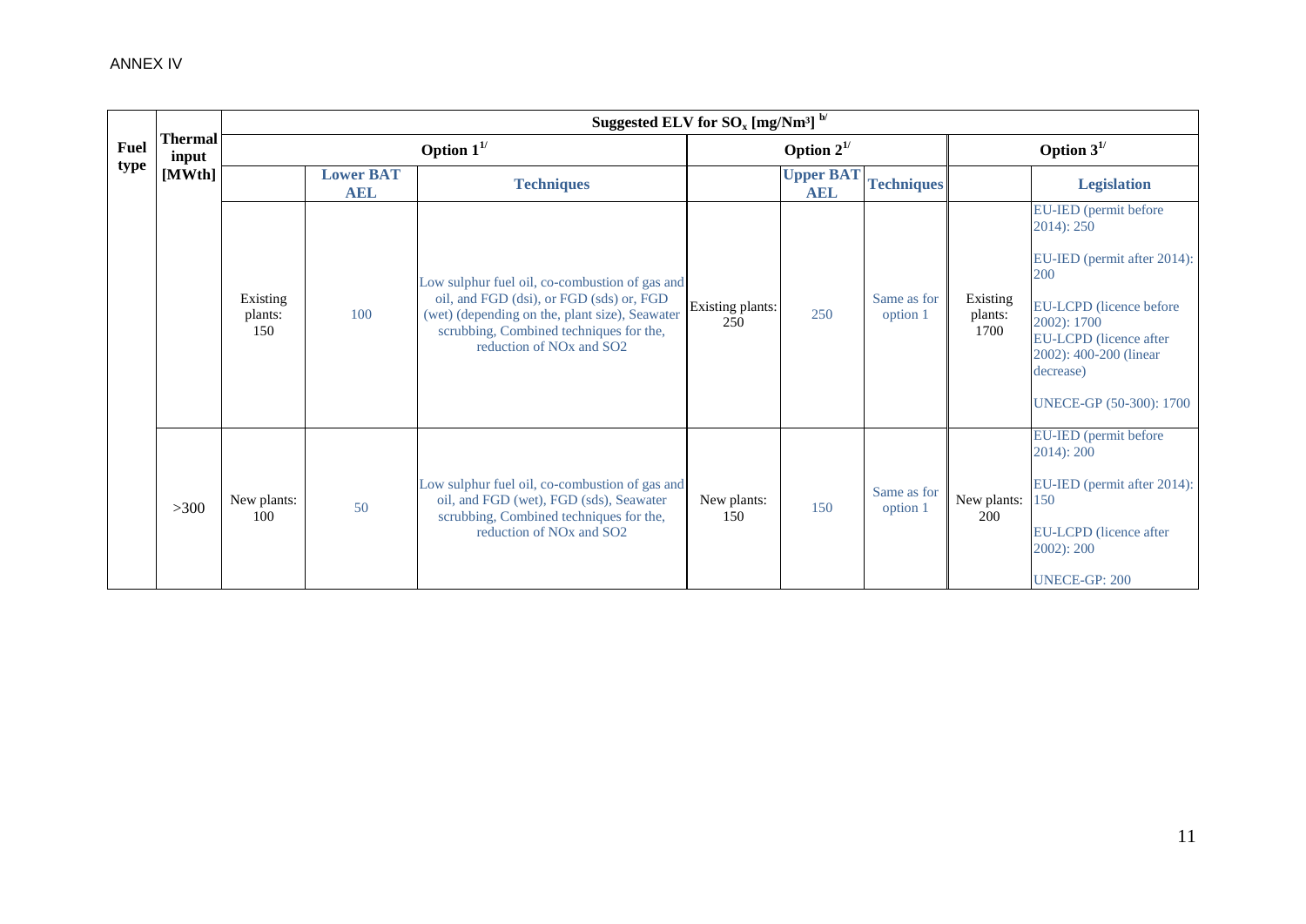ANNEX IV

| Fuel type | Thermal input [MWth] | Suggested ELV for $SO_x$ [mg/Nm³] [b/] | | | | | | | |
|---|---|---|---|---|---|---|---|---|---|
| | | Option 1[1/] | | | Option 2[1/] | | | Option 3[1/] | |
| | | | Lower BAT AEL | Techniques | | Upper BAT AEL | Techniques | | Legislation |
| | | Existing plants: 150 | 100 | Low sulphur fuel oil, co-combustion of gas and oil, and FGD (dsi), or FGD (sds) or, FGD (wet) (depending on the, plant size), Seawater scrubbing, Combined techniques for the, reduction of NOx and SO2 | Existing plants: 250 | 250 | Same as for option 1 | Existing plants: 1700 | EU-IED (permit before 2014): 250<br><br>EU-IED (permit after 2014): 200<br><br>EU-LCPD (licence before 2002): 1700<br>EU-LCPD (licence after 2002): 400-200 (linear decrease)<br><br>UNECE-GP (50-300): 1700 |
| | >300 | New plants: 100 | 50 | Low sulphur fuel oil, co-combustion of gas and oil, and FGD (wet), FGD (sds), Seawater scrubbing, Combined techniques for the, reduction of NOx and SO2 | New plants: 150 | 150 | Same as for option 1 | New plants: 200 | EU-IED (permit before 2014): 200<br><br>EU-IED (permit after 2014): 150<br><br>EU-LCPD (licence after 2002): 200<br><br>UNECE-GP: 200 |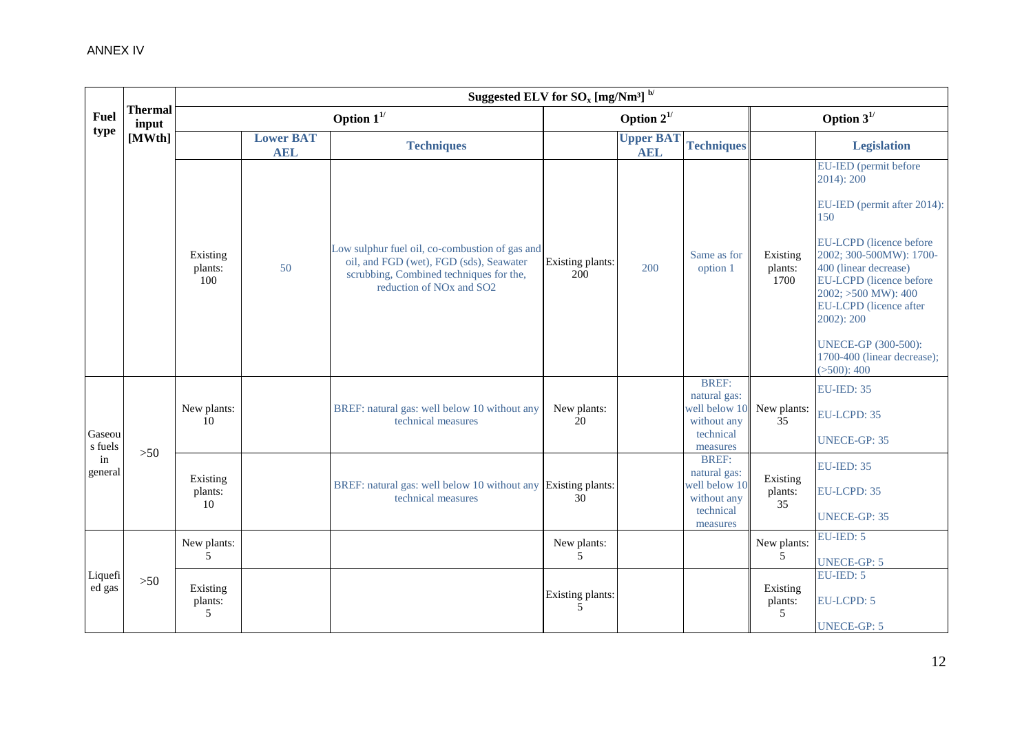ANNEX IV

| Fuel type | Thermal input [MWth] | Suggested ELV for $SO_x$ [mg/Nm³] [b/] | | | | | | | |
|---|---|---|---|---|---|---|---|---|---|
| | | Option 1[1/] | | | Option 2[1/] | | | Option 3[1/] | |
| | | | Lower BAT AEL | Techniques | | Upper BAT AEL | Techniques | | Legislation |
| | | Existing plants: 100 | 50 | Low sulphur fuel oil, co-combustion of gas and oil, and FGD (wet), FGD (sds), Seawater scrubbing, Combined techniques for the, reduction of NOx and SO2 | Existing plants: 200 | 200 | Same as for option 1 | Existing plants: 1700 | EU-IED (permit before 2014): 200<br><br>EU-IED (permit after 2014): 150<br><br>EU-LCPD (licence before 2002; 300-500MW): 1700-400 (linear decrease)<br>EU-LCPD (licence before 2002; >500 MW): 400<br>EU-LCPD (licence after 2002): 200<br><br>UNECE-GP (300-500): 1700-400 (linear decrease); (>500): 400 |
| Gaseous fuels in general | >50 | New plants: 10 | | BREF: natural gas: well below 10 without any technical measures | New plants: 20 | | BREF: natural gas: well below 10 without any technical measures | New plants: 35 | EU-IED: 35<br>EU-LCPD: 35<br>UNECE-GP: 35 |
| | | Existing plants: 10 | | BREF: natural gas: well below 10 without any technical measures | Existing plants: 30 | | BREF: natural gas: well below 10 without any technical measures | Existing plants: 35 | EU-IED: 35<br>EU-LCPD: 35<br>UNECE-GP: 35 |
| Liquefied gas | >50 | New plants: 5 | | | New plants: 5 | | | New plants: 5 | EU-IED: 5<br>UNECE-GP: 5 |
| | | Existing plants: 5 | | | Existing plants: 5 | | | Existing plants: 5 | EU-IED: 5<br>EU-LCPD: 5<br>UNECE-GP: 5 |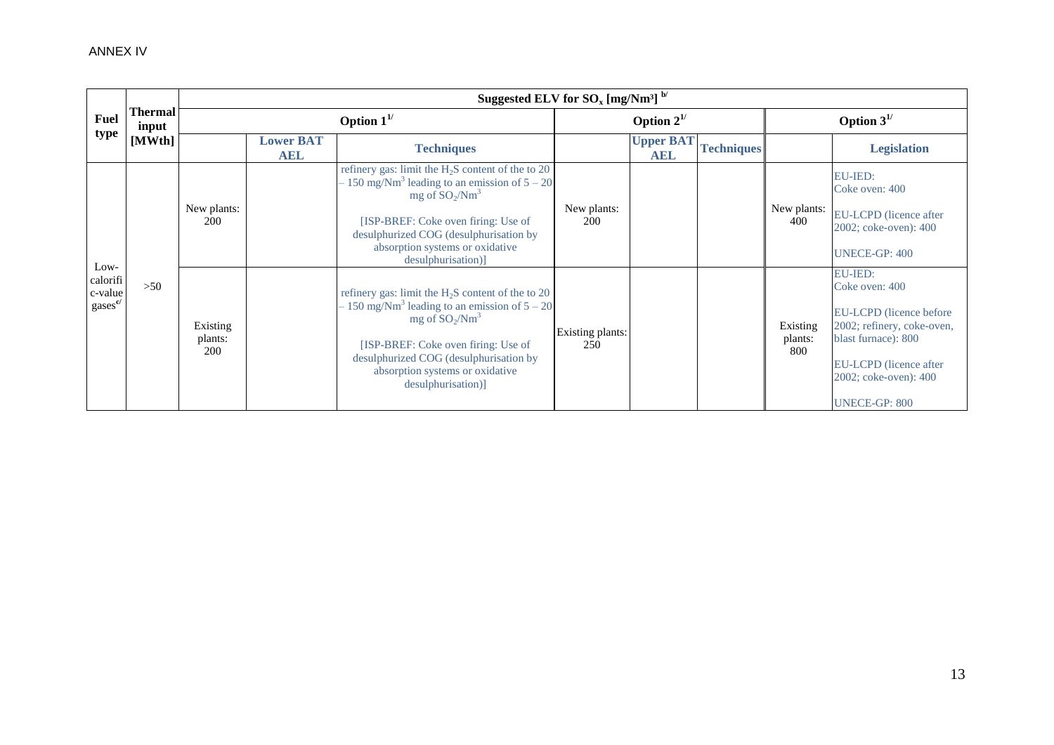ANNEX IV

| Fuel type | Thermal input [MWth] | Suggested ELV for $SO_x$ [mg/Nm³] [b] | | | | | | | |
|---|---|---|---|---|---|---|---|---|---|
| | | Option 1[1] | | | Option 2[1] | | | Option 3[1] | |
| | | | Lower BAT AEL | Techniques | | Upper BAT AEL | Techniques | | Legislation |
| Low-calorific-value gases[c] | >50 | New plants: 200 | | refinery gas: limit the $H_2S$ content of the to 20 – 150 mg/Nm³ leading to an emission of 5 – 20 mg of $SO_2$/Nm³<br><br>[ISP-BREF: Coke oven firing: Use of desulphurized COG (desulphurisation by absorption systems or oxidative desulphurisation)] | New plants: 200 | | | New plants: 400 | EU-IED: Coke oven: 400<br><br>EU-LCPD (licence after 2002; coke-oven): 400<br><br>UNECE-GP: 400 |
| | | Existing plants: 200 | | refinery gas: limit the $H_2S$ content of the to 20 – 150 mg/Nm³ leading to an emission of 5 – 20 mg of $SO_2$/Nm³<br><br>[ISP-BREF: Coke oven firing: Use of desulphurized COG (desulphurisation by absorption systems or oxidative desulphurisation)] | Existing plants: 250 | | | Existing plants: 800 | EU-IED: Coke oven: 400<br><br>EU-LCPD (licence before 2002; refinery, coke-oven, blast furnace): 800<br><br>EU-LCPD (licence after 2002; coke-oven): 400<br><br>UNECE-GP: 800 |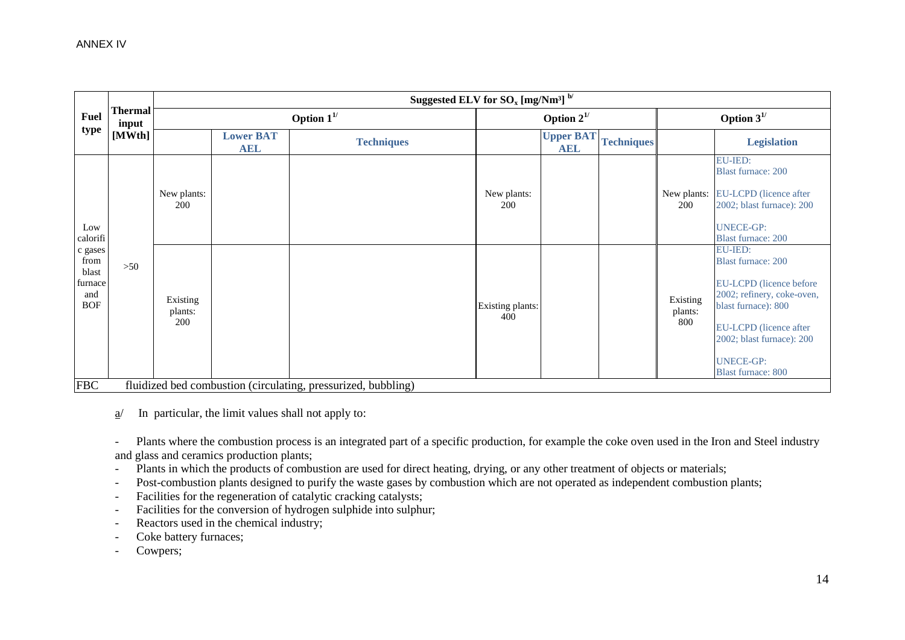ANNEX IV

| Fuel type | Thermal input [MWth] | Suggested ELV for $SO_x$ [mg/Nm³] [b/] | | | | | | | |
|---|---|---|---|---|---|---|---|---|---|
| | | Option 1[1/] | | | Option 2[1/] | | | Option 3[1/] | |
| | | | Lower BAT AEL | Techniques | | Upper BAT AEL | Techniques | | Legislation |
| Low calorific gases from blast furnace and BOF | >50 | New plants: 200 | | | New plants: 200 | | | New plants: 200 | EU-IED: Blast furnace: 200<br><br>EU-LCPD (licence after 2002; blast furnace): 200<br><br>UNECE-GP: Blast furnace: 200 |
| | | Existing plants: 200 | | | Existing plants: 400 | | | Existing plants: 800 | EU-IED: Blast furnace: 200<br><br>EU-LCPD (licence before 2002; refinery, coke-oven, blast furnace): 800<br><br>EU-LCPD (licence after 2002; blast furnace): 200<br><br>UNECE-GP: Blast furnace: 800 |
| FBC | fluidized bed combustion (circulating, pressurized, bubbling) | | | | | | | | |

a/ In particular, the limit values shall not apply to:

- Plants where the combustion process is an integrated part of a specific production, for example the coke oven used in the Iron and Steel industry and glass and ceramics production plants;
- Plants in which the products of combustion are used for direct heating, drying, or any other treatment of objects or materials;
- Post-combustion plants designed to purify the waste gases by combustion which are not operated as independent combustion plants;
- Facilities for the regeneration of catalytic cracking catalysts;
- Facilities for the conversion of hydrogen sulphide into sulphur;
- Reactors used in the chemical industry;
- Coke battery furnaces;
- Cowpers;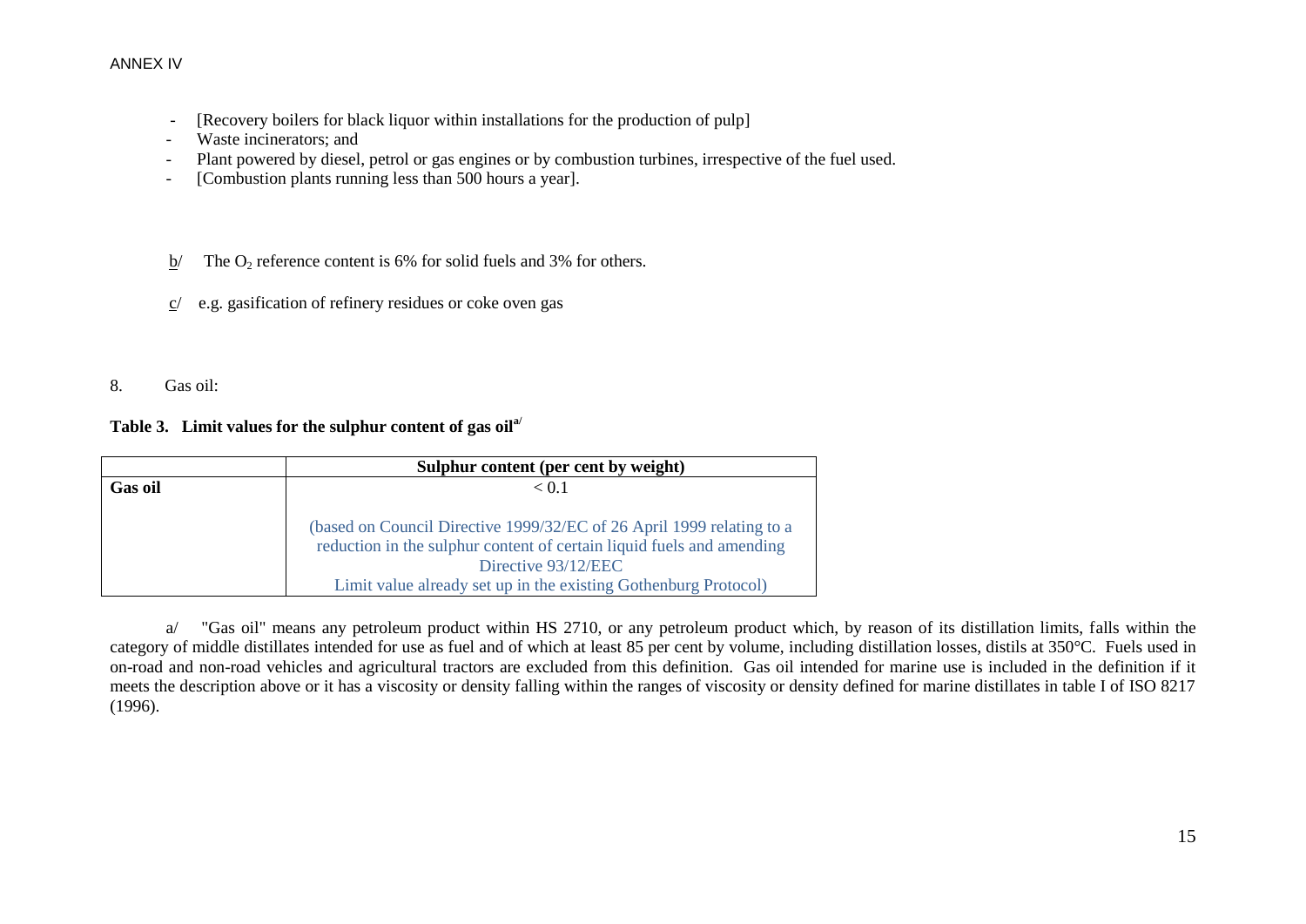- [Recovery boilers for black liquor within installations for the production of pulp]
- Waste incinerators; and
- Plant powered by diesel, petrol or gas engines or by combustion turbines, irrespective of the fuel used.
- [Combustion plants running less than 500 hours a year].

b/ The $O_2$ reference content is 6% for solid fuels and 3% for others.

c/ e.g. gasification of refinery residues or coke oven gas

8. Gas oil:

**Table 3. Limit values for the sulphur content of gas oil[a/]**

| | **Sulphur content (per cent by weight)** |
|---|---|
| **Gas oil** | < 0.1<br><br>(based on Council Directive 1999/32/EC of 26 April 1999 relating to a reduction in the sulphur content of certain liquid fuels and amending Directive 93/12/EEC<br>Limit value already set up in the existing Gothenburg Protocol) |

a/ "Gas oil" means any petroleum product within HS 2710, or any petroleum product which, by reason of its distillation limits, falls within the category of middle distillates intended for use as fuel and of which at least 85 per cent by volume, including distillation losses, distils at 350°C. Fuels used in on-road and non-road vehicles and agricultural tractors are excluded from this definition. Gas oil intended for marine use is included in the definition if it meets the description above or it has a viscosity or density falling within the ranges of viscosity or density defined for marine distillates in table I of ISO 8217 (1996).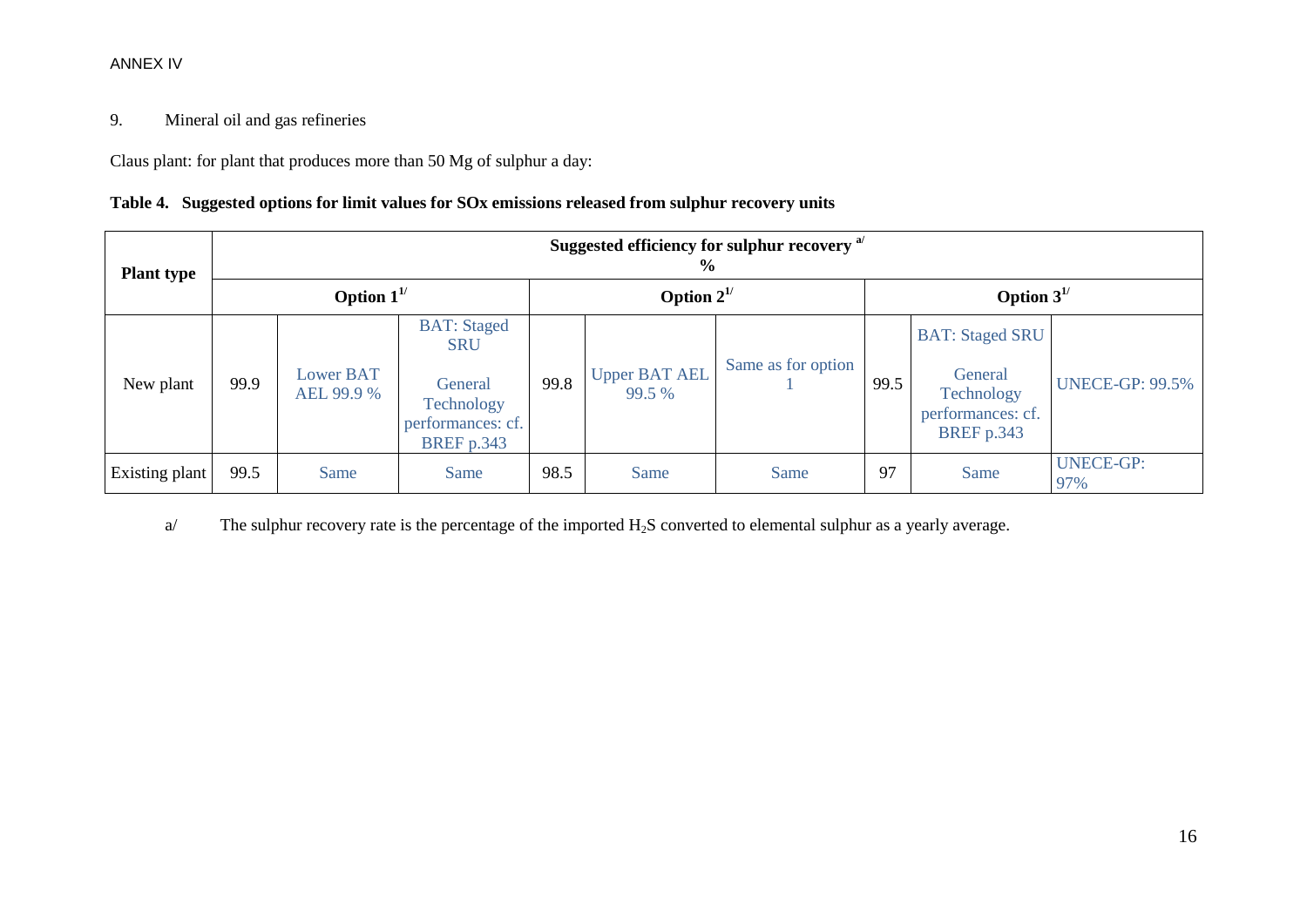ANNEX IV

9. Mineral oil and gas refineries

Claus plant: for plant that produces more than 50 Mg of sulphur a day:

**Table 4. Suggested options for limit values for SOx emissions released from sulphur recovery units**

| Plant type | Suggested efficiency for sulphur recovery [a/] % | | | | | | | | |
|---|---|---|---|---|---|---|---|---|---|
| | Option 1[1/] | | | Option 2[1/] | | | Option 3[1/] | | |
| New plant | 99.9 | Lower BAT AEL 99.9 % | BAT: Staged SRU General Technology performances: cf. BREF p.343 | 99.8 | Upper BAT AEL 99.5 % | Same as for option 1 | 99.5 | BAT: Staged SRU General Technology performances: cf. BREF p.343 | UNECE-GP: 99.5% |
| Existing plant | 99.5 | Same | Same | 98.5 | Same | Same | 97 | Same | UNECE-GP: 97% |

a/ The sulphur recovery rate is the percentage of the imported $H_2S$ converted to elemental sulphur as a yearly average.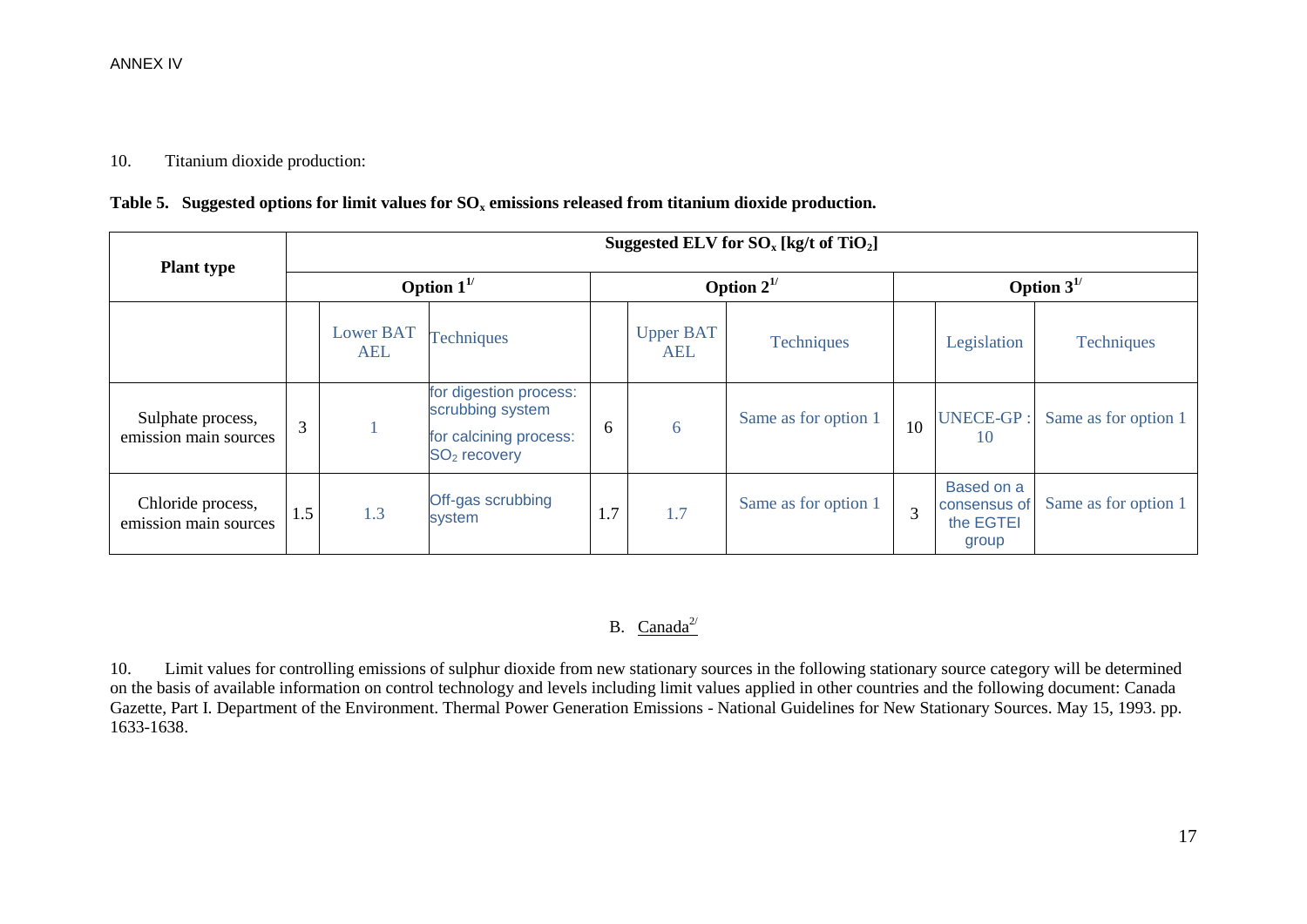ANNEX IV

10. Titanium dioxide production:

**Table 5. Suggested options for limit values for $SO_x$ emissions released from titanium dioxide production.**

| Plant type | Suggested ELV for $SO_x$ [kg/t of $TiO_2$] | | | | | | | | |
|---|---|---|---|---|---|---|---|---|---|
| | Option 1[1/] | | | Option 2[1/] | | | Option 3[1/] | | |
| | | Lower BAT AEL | Techniques | | Upper BAT AEL | Techniques | | Legislation | Techniques |
| Sulphate process, emission main sources | 3 | 1 | for digestion process: scrubbing system<br>for calcining process: $SO_2$ recovery | 6 | 6 | Same as for option 1 | 10 | UNECE-GP : 10 | Same as for option 1 |
| Chloride process, emission main sources | 1.5 | 1.3 | Off-gas scrubbing system | 1.7 | 1.7 | Same as for option 1 | 3 | Based on a consensus of the EGTEI group | Same as for option 1 |

## B. Canada[2/]

10. Limit values for controlling emissions of sulphur dioxide from new stationary sources in the following stationary source category will be determined on the basis of available information on control technology and levels including limit values applied in other countries and the following document: Canada Gazette, Part I. Department of the Environment. Thermal Power Generation Emissions - National Guidelines for New Stationary Sources. May 15, 1993. pp. 1633-1638.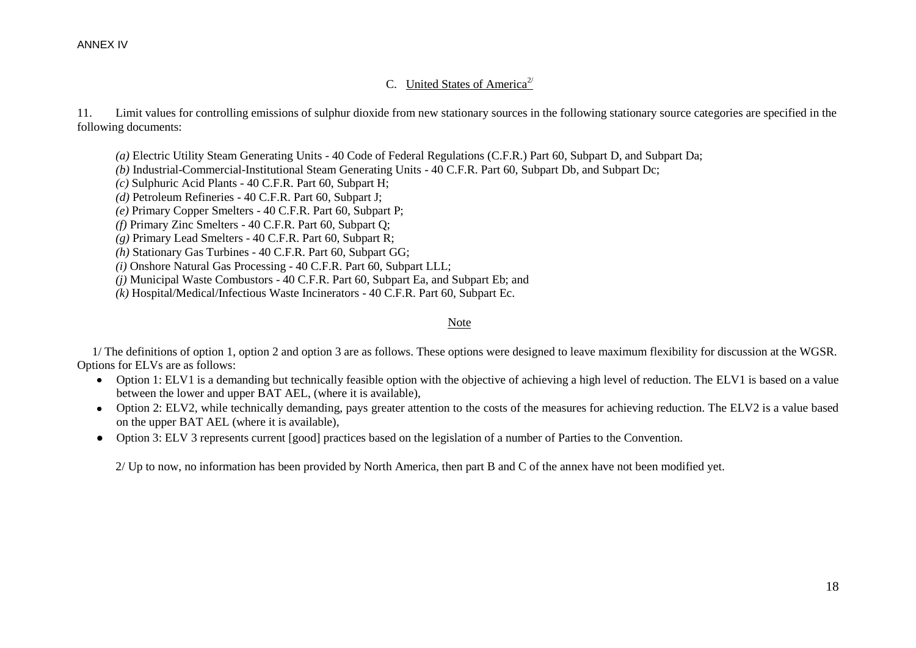ANNEX IV

## C. United States of America[2/]

11. Limit values for controlling emissions of sulphur dioxide from new stationary sources in the following stationary source categories are specified in the following documents:

*(a)* Electric Utility Steam Generating Units - 40 Code of Federal Regulations (C.F.R.) Part 60, Subpart D, and Subpart Da;
*(b)* Industrial-Commercial-Institutional Steam Generating Units - 40 C.F.R. Part 60, Subpart Db, and Subpart Dc;
*(c)* Sulphuric Acid Plants - 40 C.F.R. Part 60, Subpart H;
*(d)* Petroleum Refineries - 40 C.F.R. Part 60, Subpart J;
*(e)* Primary Copper Smelters - 40 C.F.R. Part 60, Subpart P;
*(f)* Primary Zinc Smelters - 40 C.F.R. Part 60, Subpart Q;
*(g)* Primary Lead Smelters - 40 C.F.R. Part 60, Subpart R;
*(h)* Stationary Gas Turbines - 40 C.F.R. Part 60, Subpart GG;
*(i)* Onshore Natural Gas Processing - 40 C.F.R. Part 60, Subpart LLL;
*(j)* Municipal Waste Combustors - 40 C.F.R. Part 60, Subpart Ea, and Subpart Eb; and
*(k)* Hospital/Medical/Infectious Waste Incinerators - 40 C.F.R. Part 60, Subpart Ec.

### Note

1/ The definitions of option 1, option 2 and option 3 are as follows. These options were designed to leave maximum flexibility for discussion at the WGSR. Options for ELVs are as follows:

- Option 1: ELV1 is a demanding but technically feasible option with the objective of achieving a high level of reduction. The ELV1 is based on a value between the lower and upper BAT AEL, (where it is available),
- Option 2: ELV2, while technically demanding, pays greater attention to the costs of the measures for achieving reduction. The ELV2 is a value based on the upper BAT AEL (where it is available),
- Option 3: ELV 3 represents current [good] practices based on the legislation of a number of Parties to the Convention.

2/ Up to now, no information has been provided by North America, then part B and C of the annex have not been modified yet.